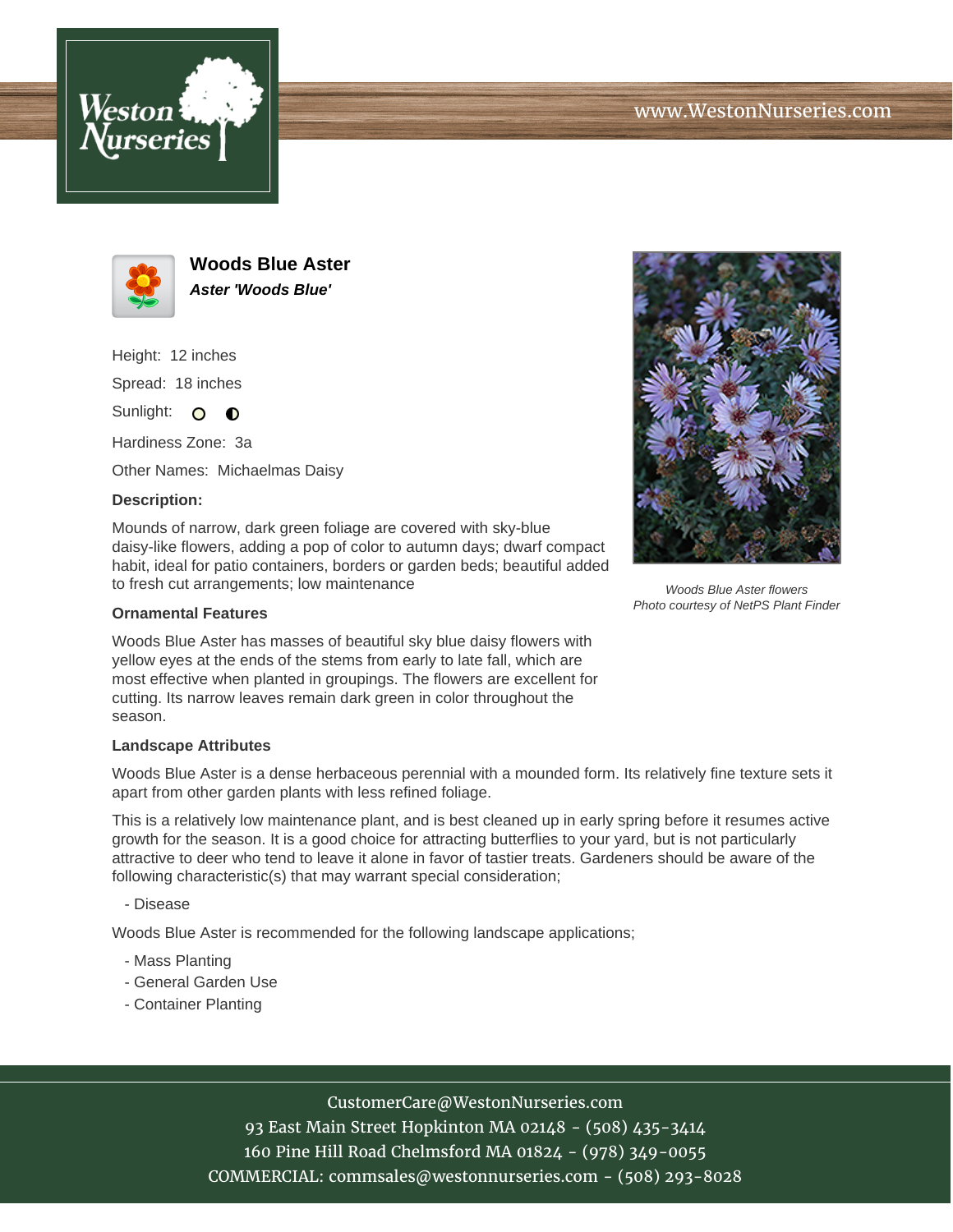# Woods Blue Aster

***Aster 'Woods Blue'***

Height: 12 inches

Spread: 18 inches

Sunlight:

Hardiness Zone: 3a

Other Names: Michaelmas Daisy

**Description:**

Mounds of narrow, dark green foliage are covered with sky-blue daisy-like flowers, adding a pop of color to autumn days; dwarf compact habit, ideal for patio containers, borders or garden beds; beautiful added to fresh cut arrangements; low maintenance

*Woods Blue Aster flowers*
*Photo courtesy of NetPS Plant Finder*

**Ornamental Features**

Woods Blue Aster has masses of beautiful sky blue daisy flowers with yellow eyes at the ends of the stems from early to late fall, which are most effective when planted in groupings. The flowers are excellent for cutting. Its narrow leaves remain dark green in color throughout the season.

**Landscape Attributes**

Woods Blue Aster is a dense herbaceous perennial with a mounded form. Its relatively fine texture sets it apart from other garden plants with less refined foliage.

This is a relatively low maintenance plant, and is best cleaned up in early spring before it resumes active growth for the season. It is a good choice for attracting butterflies to your yard, but is not particularly attractive to deer who tend to leave it alone in favor of tastier treats. Gardeners should be aware of the following characteristic(s) that may warrant special consideration;

- Disease

Woods Blue Aster is recommended for the following landscape applications;

- Mass Planting
- General Garden Use
- Container Planting

CustomerCare@WestonNurseries.com
93 East Main Street Hopkinton MA 02148 - (508) 435-3414
160 Pine Hill Road Chelmsford MA 01824 - (978) 349-0055
COMMERCIAL: commsales@westonnurseries.com - (508) 293-8028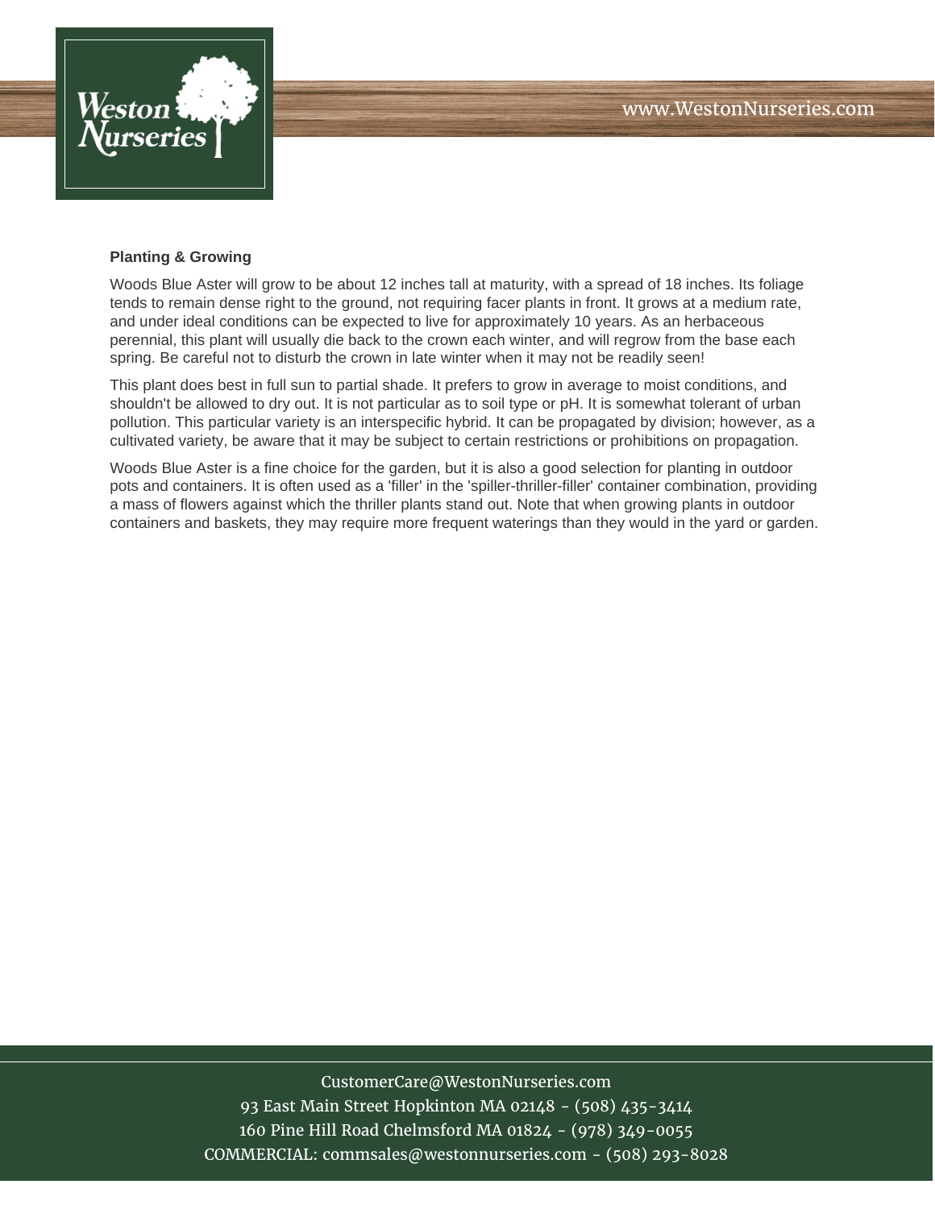### Planting & Growing

Woods Blue Aster will grow to be about 12 inches tall at maturity, with a spread of 18 inches. Its foliage tends to remain dense right to the ground, not requiring facer plants in front. It grows at a medium rate, and under ideal conditions can be expected to live for approximately 10 years. As an herbaceous perennial, this plant will usually die back to the crown each winter, and will regrow from the base each spring. Be careful not to disturb the crown in late winter when it may not be readily seen!

This plant does best in full sun to partial shade. It prefers to grow in average to moist conditions, and shouldn't be allowed to dry out. It is not particular as to soil type or pH. It is somewhat tolerant of urban pollution. This particular variety is an interspecific hybrid. It can be propagated by division; however, as a cultivated variety, be aware that it may be subject to certain restrictions or prohibitions on propagation.

Woods Blue Aster is a fine choice for the garden, but it is also a good selection for planting in outdoor pots and containers. It is often used as a 'filler' in the 'spiller-thriller-filler' container combination, providing a mass of flowers against which the thriller plants stand out. Note that when growing plants in outdoor containers and baskets, they may require more frequent waterings than they would in the yard or garden.